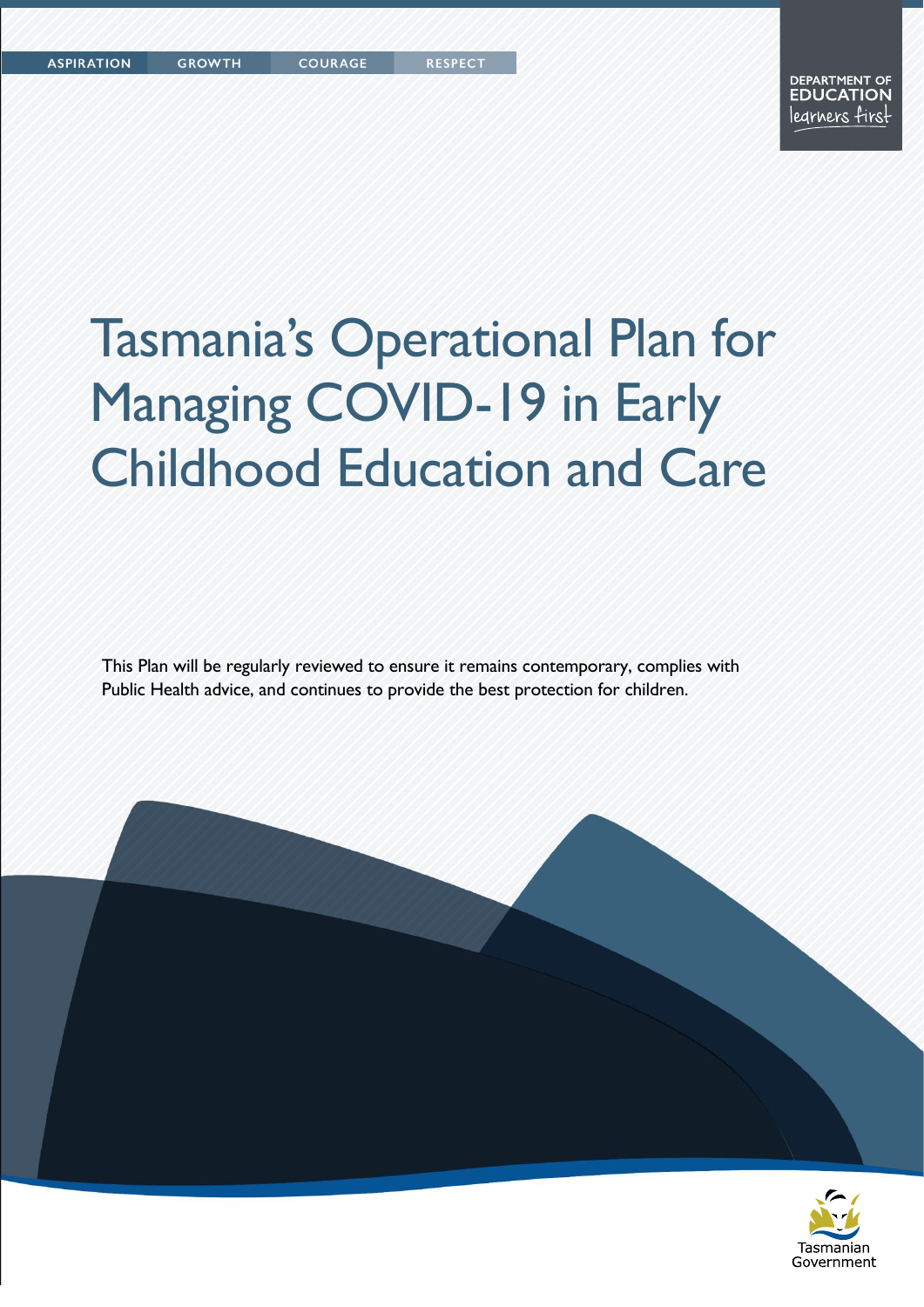ASPIRATION GROWTH COURAGE RESPECT

DEPARTMENT OF EDUCATION
learners first

# Tasmania's Operational Plan for Managing COVID-19 in Early Childhood Education and Care

This Plan will be regularly reviewed to ensure it remains contemporary, complies with Public Health advice, and continues to provide the best protection for children.

Tasmanian Government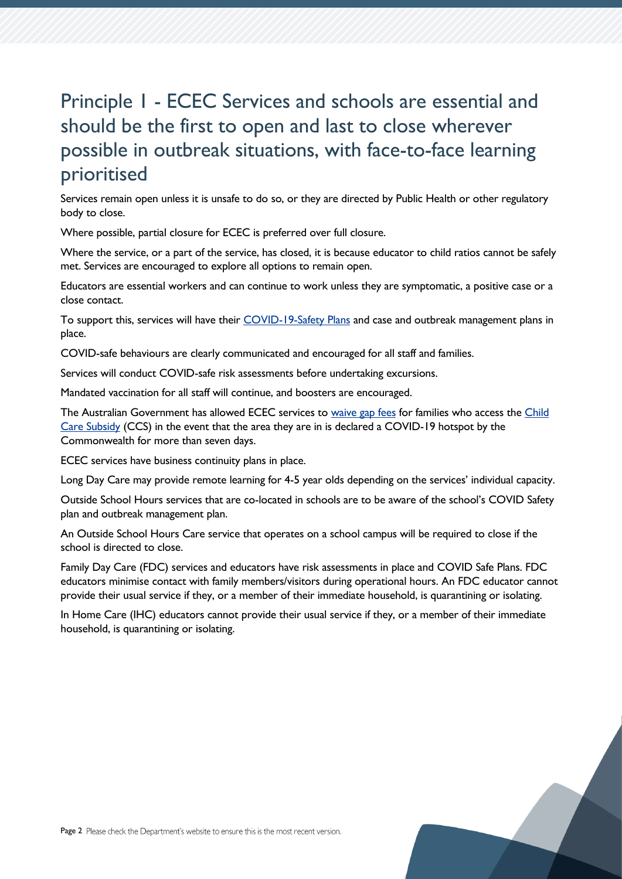## Principle 1 - ECEC Services and schools are essential and should be the first to open and last to close wherever possible in outbreak situations, with face-to-face learning prioritised

Services remain open unless it is unsafe to do so, or they are directed by Public Health or other regulatory body to close.

Where possible, partial closure for ECEC is preferred over full closure.

Where the service, or a part of the service, has closed, it is because educator to child ratios cannot be safely met. Services are encouraged to explore all options to remain open.

Educators are essential workers and can continue to work unless they are symptomatic, a positive case or a close contact.

To support this, services will have their COVID-19-Safety Plans and case and outbreak management plans in place.

COVID-safe behaviours are clearly communicated and encouraged for all staff and families.

Services will conduct COVID-safe risk assessments before undertaking excursions.

Mandated vaccination for all staff will continue, and boosters are encouraged.

The Australian Government has allowed ECEC services to waive gap fees for families who access the Child Care Subsidy (CCS) in the event that the area they are in is declared a COVID-19 hotspot by the Commonwealth for more than seven days.

ECEC services have business continuity plans in place.

Long Day Care may provide remote learning for 4-5 year olds depending on the services' individual capacity.

Outside School Hours services that are co-located in schools are to be aware of the school's COVID Safety plan and outbreak management plan.

An Outside School Hours Care service that operates on a school campus will be required to close if the school is directed to close.

Family Day Care (FDC) services and educators have risk assessments in place and COVID Safe Plans. FDC educators minimise contact with family members/visitors during operational hours. An FDC educator cannot provide their usual service if they, or a member of their immediate household, is quarantining or isolating.

In Home Care (IHC) educators cannot provide their usual service if they, or a member of their immediate household, is quarantining or isolating.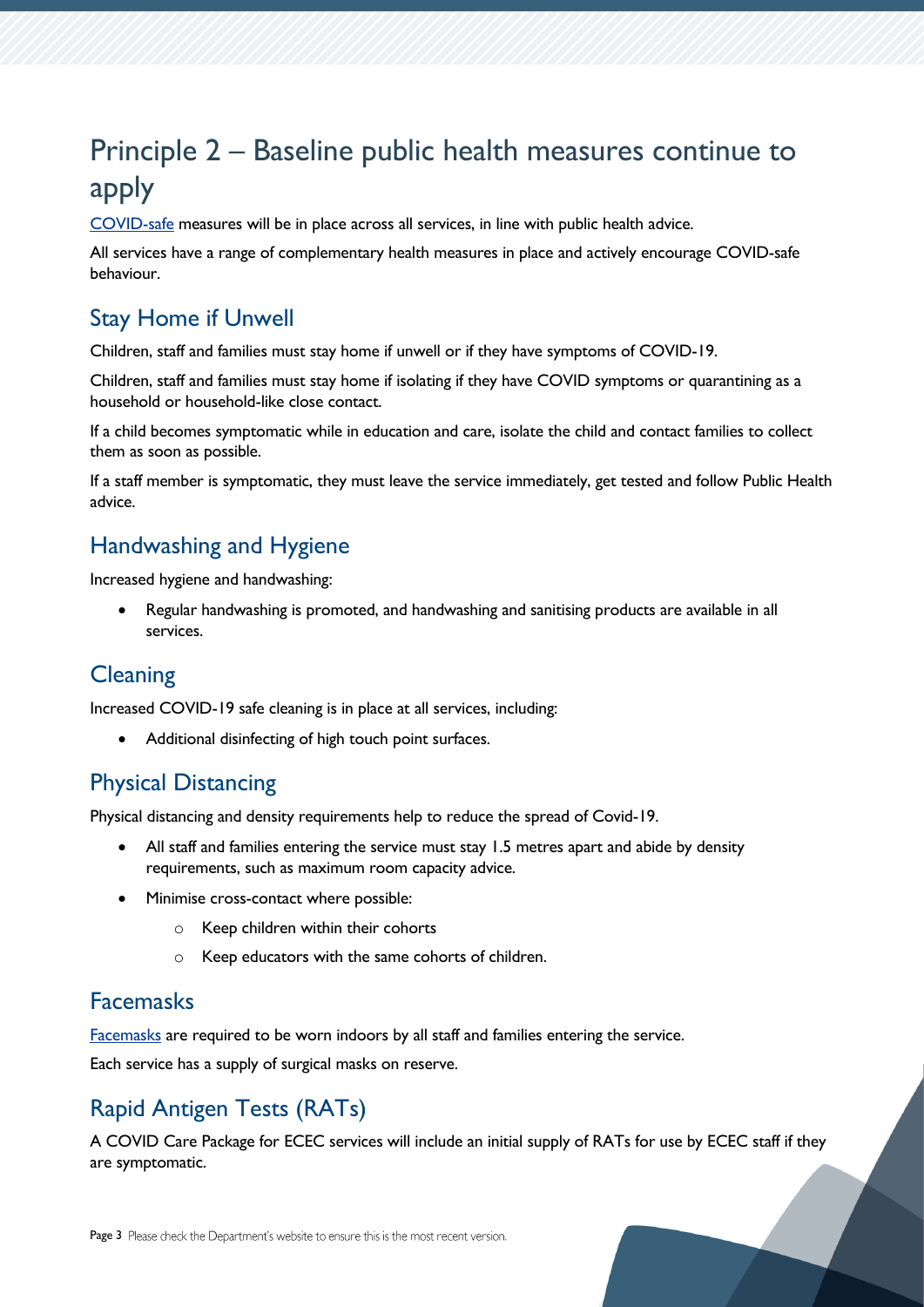# Principle 2 – Baseline public health measures continue to apply

[COVID-safe](#) measures will be in place across all services, in line with public health advice.

All services have a range of complementary health measures in place and actively encourage COVID-safe behaviour.

## Stay Home if Unwell

Children, staff and families must stay home if unwell or if they have symptoms of COVID-19.

Children, staff and families must stay home if isolating if they have COVID symptoms or quarantining as a household or household-like close contact.

If a child becomes symptomatic while in education and care, isolate the child and contact families to collect them as soon as possible.

If a staff member is symptomatic, they must leave the service immediately, get tested and follow Public Health advice.

## Handwashing and Hygiene

Increased hygiene and handwashing:

- Regular handwashing is promoted, and handwashing and sanitising products are available in all services.

## Cleaning

Increased COVID-19 safe cleaning is in place at all services, including:

- Additional disinfecting of high touch point surfaces.

## Physical Distancing

Physical distancing and density requirements help to reduce the spread of Covid-19.

- All staff and families entering the service must stay 1.5 metres apart and abide by density requirements, such as maximum room capacity advice.
- Minimise cross-contact where possible:
  - Keep children within their cohorts
  - Keep educators with the same cohorts of children.

## Facemasks

Facemasks are required to be worn indoors by all staff and families entering the service.

Each service has a supply of surgical masks on reserve.

## Rapid Antigen Tests (RATs)

A COVID Care Package for ECEC services will include an initial supply of RATs for use by ECEC staff if they are symptomatic.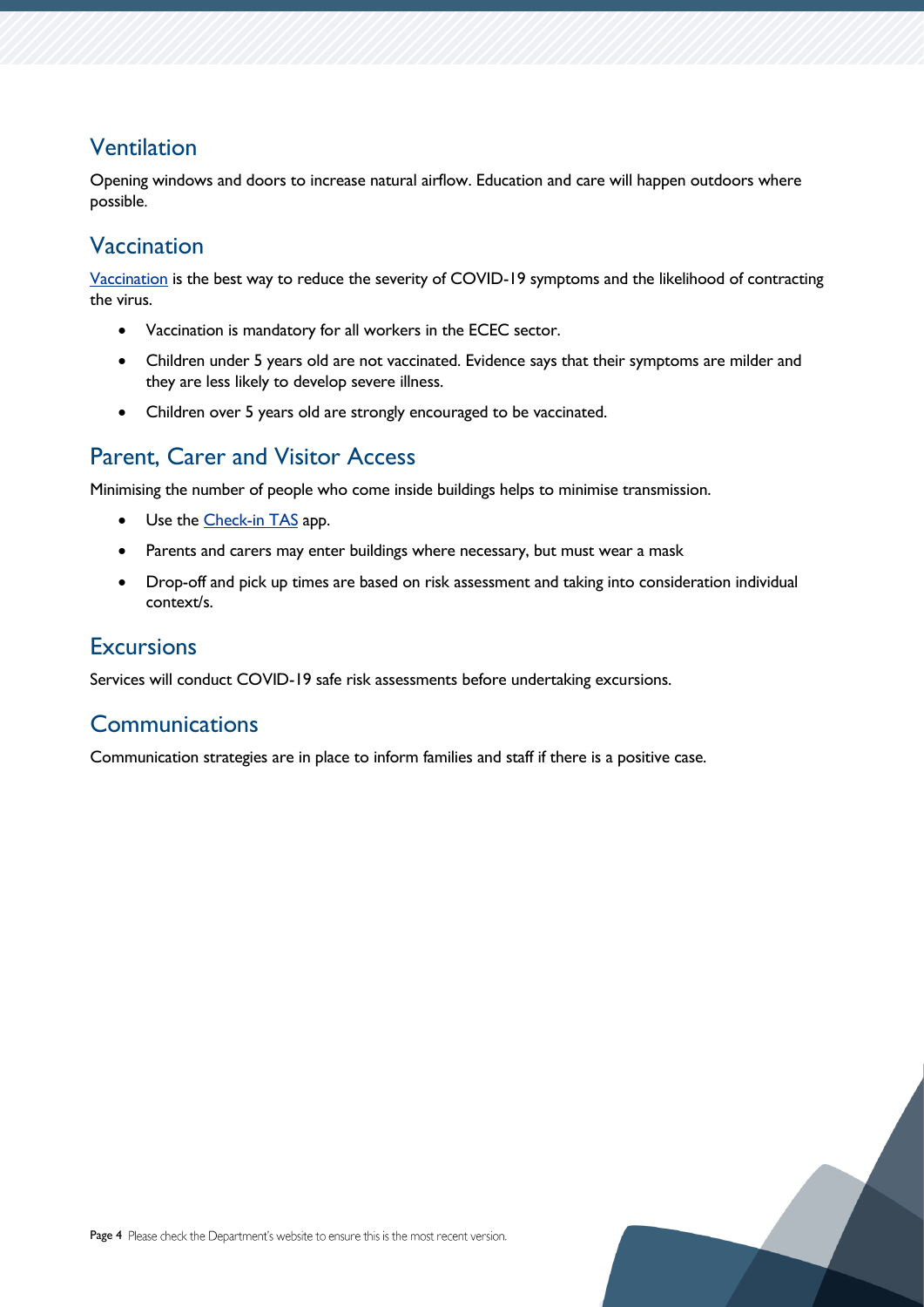## Ventilation

Opening windows and doors to increase natural airflow. Education and care will happen outdoors where possible.

## Vaccination

Vaccination is the best way to reduce the severity of COVID-19 symptoms and the likelihood of contracting the virus.

- Vaccination is mandatory for all workers in the ECEC sector.
- Children under 5 years old are not vaccinated. Evidence says that their symptoms are milder and they are less likely to develop severe illness.
- Children over 5 years old are strongly encouraged to be vaccinated.

## Parent, Carer and Visitor Access

Minimising the number of people who come inside buildings helps to minimise transmission.

- Use the Check-in TAS app.
- Parents and carers may enter buildings where necessary, but must wear a mask
- Drop-off and pick up times are based on risk assessment and taking into consideration individual context/s.

## Excursions

Services will conduct COVID-19 safe risk assessments before undertaking excursions.

## Communications

Communication strategies are in place to inform families and staff if there is a positive case.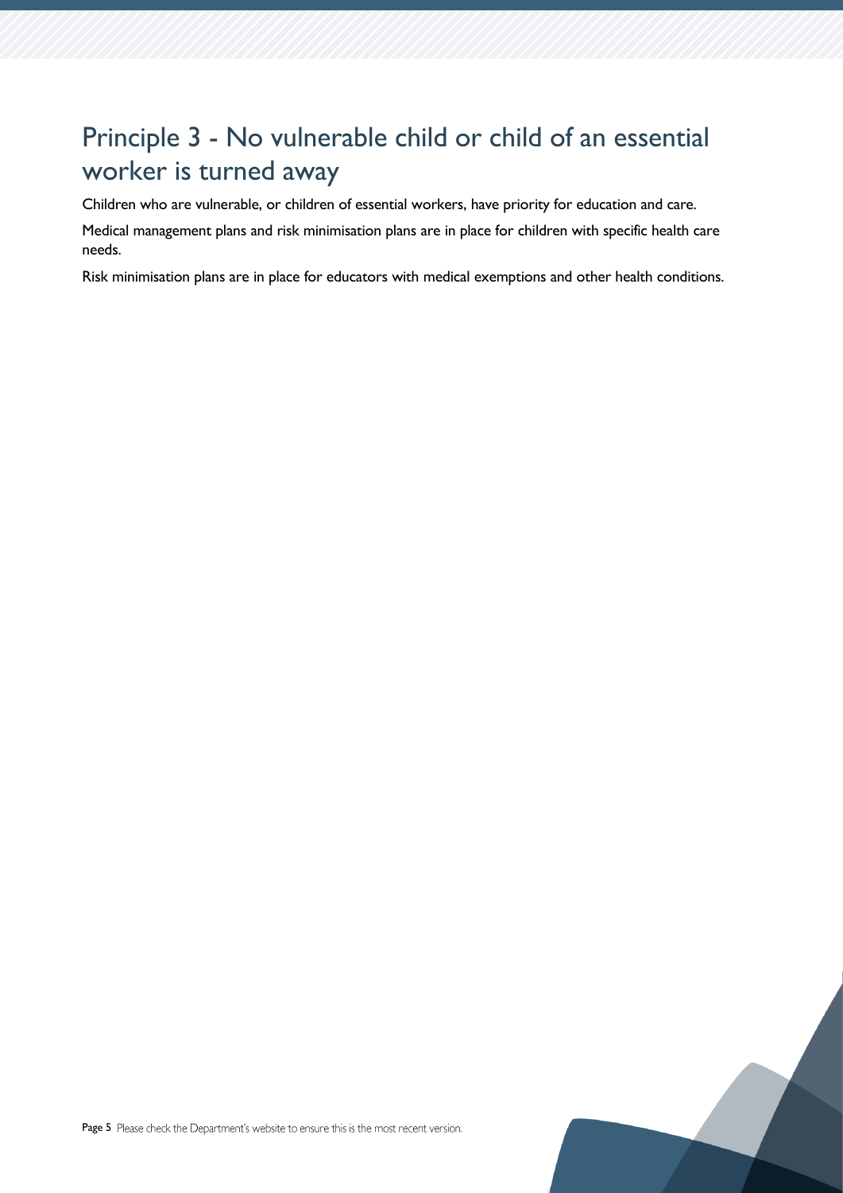## Principle 3 - No vulnerable child or child of an essential worker is turned away

Children who are vulnerable, or children of essential workers, have priority for education and care.

Medical management plans and risk minimisation plans are in place for children with specific health care needs.

Risk minimisation plans are in place for educators with medical exemptions and other health conditions.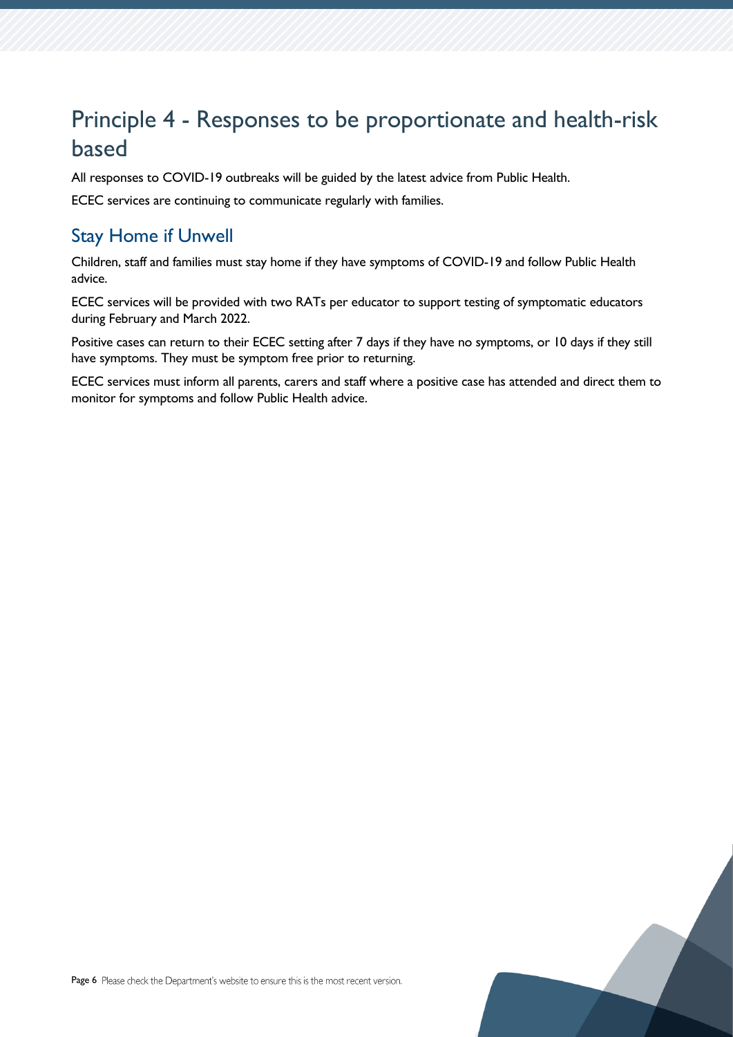# Principle 4 - Responses to be proportionate and health-risk based

All responses to COVID-19 outbreaks will be guided by the latest advice from Public Health.

ECEC services are continuing to communicate regularly with families.

## Stay Home if Unwell

Children, staff and families must stay home if they have symptoms of COVID-19 and follow Public Health advice.

ECEC services will be provided with two RATs per educator to support testing of symptomatic educators during February and March 2022.

Positive cases can return to their ECEC setting after 7 days if they have no symptoms, or 10 days if they still have symptoms. They must be symptom free prior to returning.

ECEC services must inform all parents, carers and staff where a positive case has attended and direct them to monitor for symptoms and follow Public Health advice.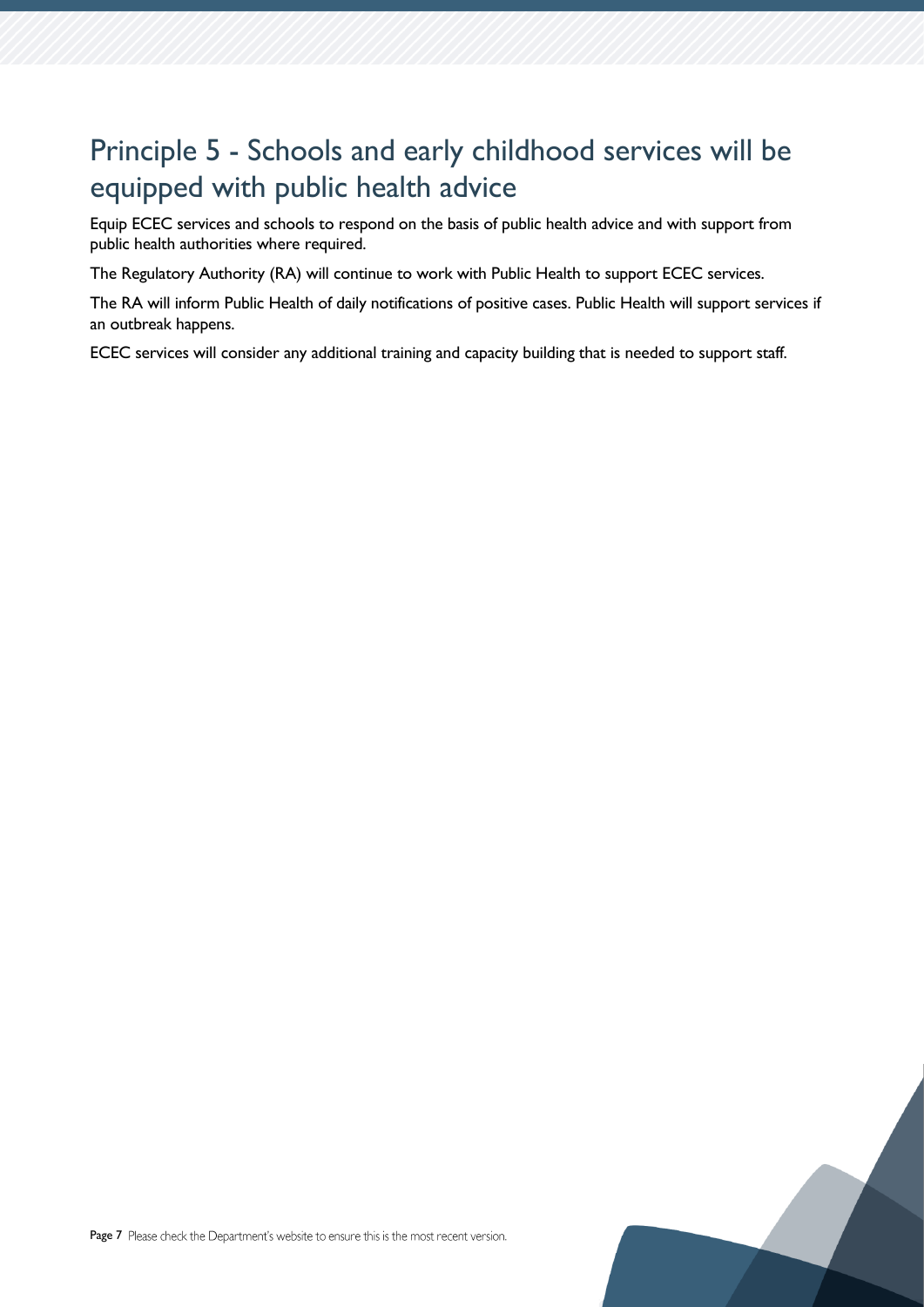## Principle 5 - Schools and early childhood services will be equipped with public health advice

Equip ECEC services and schools to respond on the basis of public health advice and with support from public health authorities where required.

The Regulatory Authority (RA) will continue to work with Public Health to support ECEC services.

The RA will inform Public Health of daily notifications of positive cases. Public Health will support services if an outbreak happens.

ECEC services will consider any additional training and capacity building that is needed to support staff.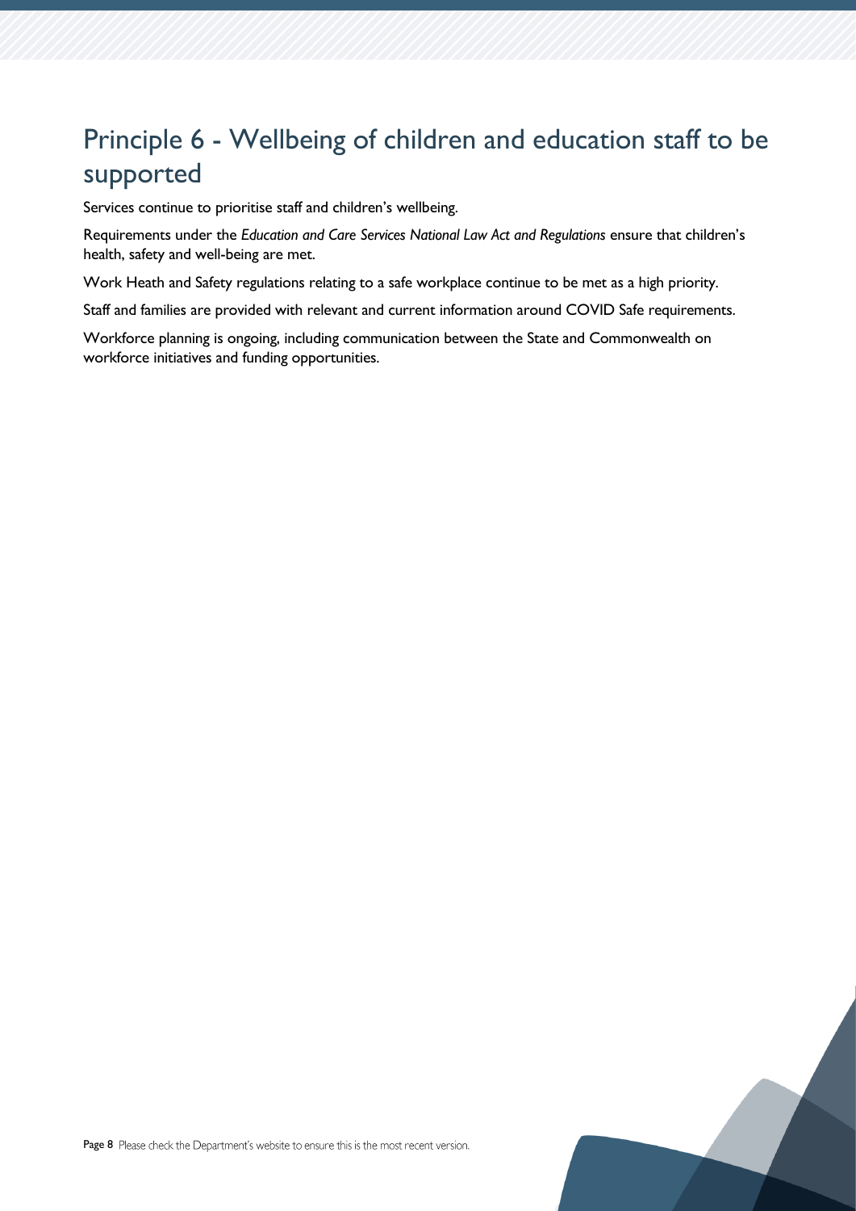# Principle 6 - Wellbeing of children and education staff to be supported

Services continue to prioritise staff and children's wellbeing.

Requirements under the *Education and Care Services National Law Act and Regulations* ensure that children's health, safety and well-being are met.

Work Heath and Safety regulations relating to a safe workplace continue to be met as a high priority.

Staff and families are provided with relevant and current information around COVID Safe requirements.

Workforce planning is ongoing, including communication between the State and Commonwealth on workforce initiatives and funding opportunities.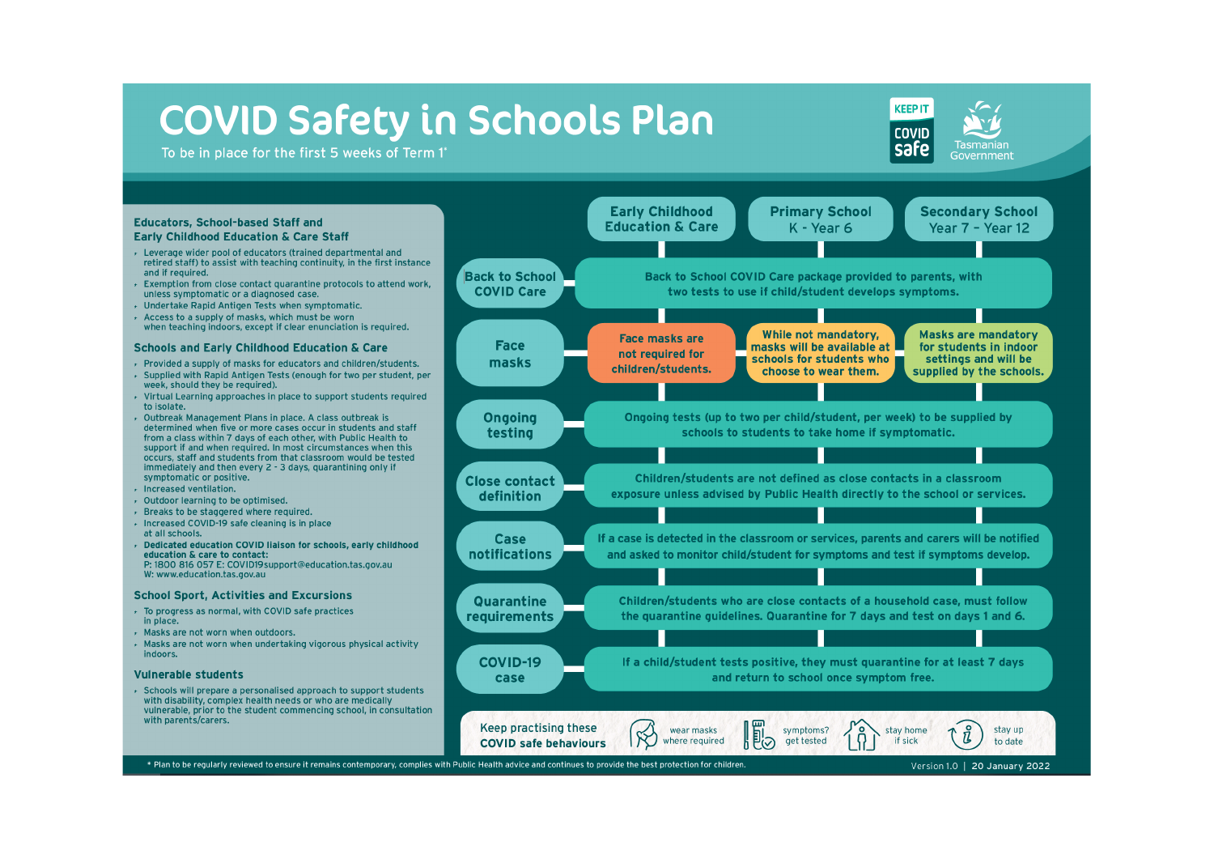# COVID Safety in Schools Plan

To be in place for the first 5 weeks of Term 1*

KEEP IT COVID safe

Tasmanian Government

### Educators, School-based Staff and Early Childhood Education & Care Staff

- Leverage wider pool of educators (trained departmental and retired staff) to assist with teaching continuity, in the first instance and if required.
- Exemption from close contact quarantine protocols to attend work, unless symptomatic or a diagnosed case.
- Undertake Rapid Antigen Tests when symptomatic.
- Access to a supply of masks, which must be worn when teaching indoors, except if clear enunciation is required.

### Schools and Early Childhood Education & Care

- Provided a supply of masks for educators and children/students.
- Supplied with Rapid Antigen Tests (enough for two per student, per week, should they be required).
- Virtual Learning approaches in place to support students required to isolate.
- Outbreak Management Plans in place. A class outbreak is determined when five or more cases occur in students and staff from a class within 7 days of each other, with Public Health to support if and when required. In most circumstances when this occurs, staff and students from that classroom would be tested immediately and then every 2 - 3 days, quarantining only if symptomatic or positive.
- Increased ventilation.
- Outdoor learning to be optimised.
- Breaks to be staggered where required.
- Increased COVID-19 safe cleaning is in place at all schools.
- **Dedicated education COVID liaison for schools, early childhood education & care to contact:**
  P: 1800 816 057 E: COVID19support@education.tas.gov.au
  W: www.education.tas.gov.au

### School Sport, Activities and Excursions

- To progress as normal, with COVID safe practices in place.
- Masks are not worn when outdoors.
- Masks are not worn when undertaking vigorous physical activity indoors.

### Vulnerable students

- Schools will prepare a personalised approach to support students with disability, complex health needs or who are medically vulnerable, prior to the student commencing school, in consultation with parents/carers.

| | Early Childhood Education & Care | Primary School K - Year 6 | Secondary School Year 7 - Year 12 |
|---|---|---|---|
| Back to School COVID Care | Back to School COVID Care package provided to parents, with two tests to use if child/student develops symptoms. | | |
| Face masks | Face masks are not required for children/students. | While not mandatory, masks will be available at schools for students who choose to wear them. | Masks are mandatory for students in indoor settings and will be supplied by the schools. |
| Ongoing testing | Ongoing tests (up to two per child/student, per week) to be supplied by schools to students to take home if symptomatic. | | |
| Close contact definition | Children/students are not defined as close contacts in a classroom exposure unless advised by Public Health directly to the school or services. | | |
| Case notifications | If a case is detected in the classroom or services, parents and carers will be notified and asked to monitor child/student for symptoms and test if symptoms develop. | | |
| Quarantine requirements | Children/students who are close contacts of a household case, must follow the quarantine guidelines. Quarantine for 7 days and test on days 1 and 6. | | |
| COVID-19 case | If a child/student tests positive, they must quarantine for at least 7 days and return to school once symptom free. | | |

**Keep practising these COVID safe behaviours**

wear masks where required · symptoms? get tested · stay home if sick · stay up to date

\* Plan to be regularly reviewed to ensure it remains contemporary, complies with Public Health advice and continues to provide the best protection for children.

Version 1.0 | 20 January 2022